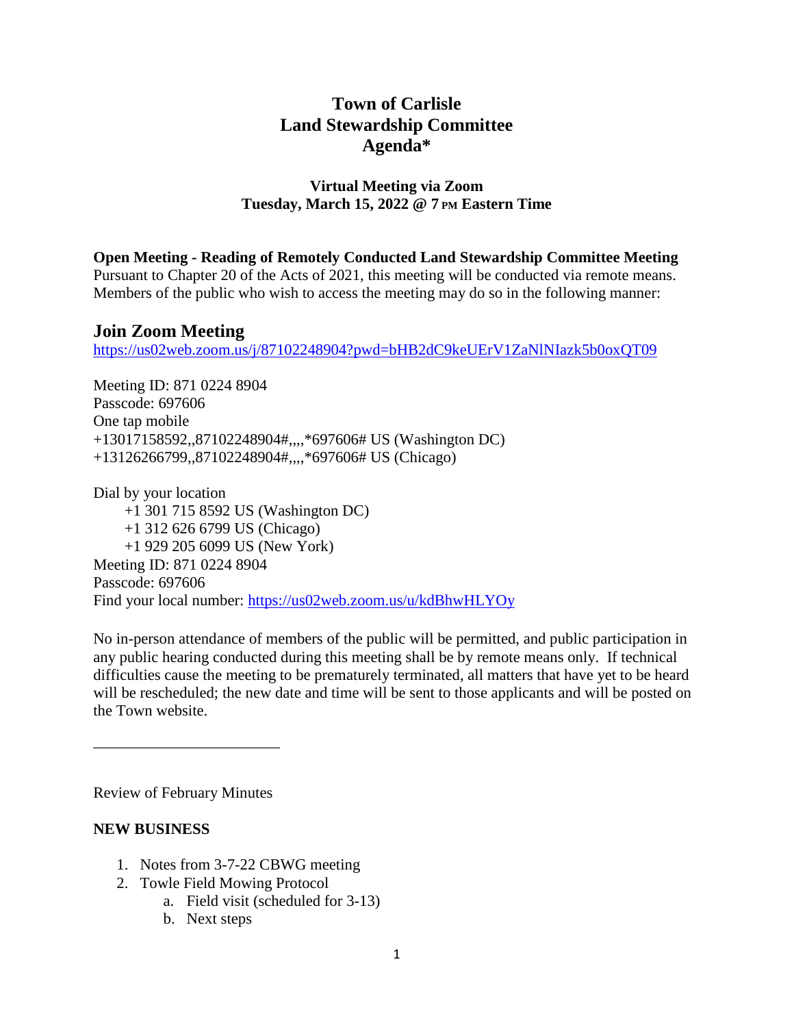# Town of Carlisle
# Land Stewardship Committee
# Agenda*

**Virtual Meeting via Zoom**
**Tuesday, March 15, 2022 @ 7 PM Eastern Time**

**Open Meeting - Reading of Remotely Conducted Land Stewardship Committee Meeting**
Pursuant to Chapter 20 of the Acts of 2021, this meeting will be conducted via remote means. Members of the public who wish to access the meeting may do so in the following manner:

## Join Zoom Meeting

https://us02web.zoom.us/j/87102248904?pwd=bHB2dC9keUErV1ZaNlNIazk5b0oxQT09

Meeting ID: 871 0224 8904
Passcode: 697606
One tap mobile
+13017158592,,87102248904#,,,,*697606# US (Washington DC)
+13126266799,,87102248904#,,,,*697606# US (Chicago)

Dial by your location
+1 301 715 8592 US (Washington DC)
+1 312 626 6799 US (Chicago)
+1 929 205 6099 US (New York)
Meeting ID: 871 0224 8904
Passcode: 697606
Find your local number: https://us02web.zoom.us/u/kdBhwHLYOy

No in-person attendance of members of the public will be permitted, and public participation in any public hearing conducted during this meeting shall be by remote means only. If technical difficulties cause the meeting to be prematurely terminated, all matters that have yet to be heard will be rescheduled; the new date and time will be sent to those applicants and will be posted on the Town website.

---

Review of February Minutes

**NEW BUSINESS**

1. Notes from 3-7-22 CBWG meeting
2. Towle Field Mowing Protocol
   a. Field visit (scheduled for 3-13)
   b. Next steps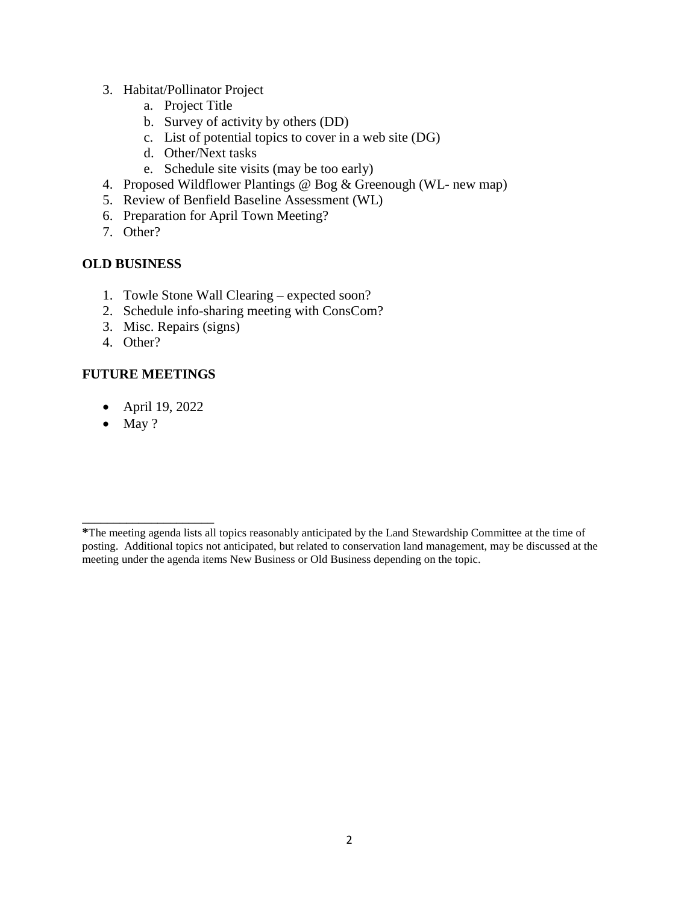3. Habitat/Pollinator Project
    a. Project Title
    b. Survey of activity by others (DD)
    c. List of potential topics to cover in a web site (DG)
    d. Other/Next tasks
    e. Schedule site visits (may be too early)
4. Proposed Wildflower Plantings @ Bog & Greenough (WL- new map)
5. Review of Benfield Baseline Assessment (WL)
6. Preparation for April Town Meeting?
7. Other?

**OLD BUSINESS**

1. Towle Stone Wall Clearing – expected soon?
2. Schedule info-sharing meeting with ConsCom?
3. Misc. Repairs (signs)
4. Other?

**FUTURE MEETINGS**

- April 19, 2022
- May ?

---

**\***The meeting agenda lists all topics reasonably anticipated by the Land Stewardship Committee at the time of posting. Additional topics not anticipated, but related to conservation land management, may be discussed at the meeting under the agenda items New Business or Old Business depending on the topic.